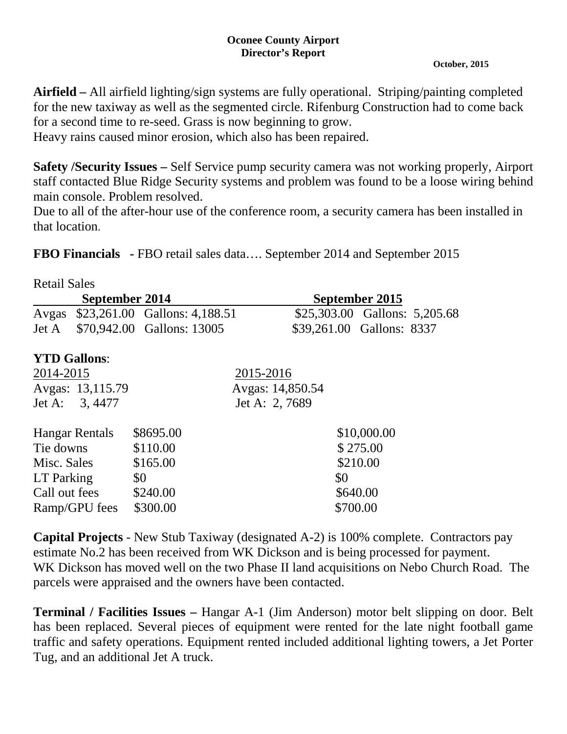**Oconee County Airport**
**Director's Report**

**October, 2015**

**Airfield –** All airfield lighting/sign systems are fully operational. Striping/painting completed for the new taxiway as well as the segmented circle. Rifenburg Construction had to come back for a second time to re-seed. Grass is now beginning to grow.
Heavy rains caused minor erosion, which also has been repaired.

**Safety /Security Issues –** Self Service pump security camera was not working properly, Airport staff contacted Blue Ridge Security systems and problem was found to be a loose wiring behind main console. Problem resolved.
Due to all of the after-hour use of the conference room, a security camera has been installed in that location.

**FBO Financials -** FBO retail sales data…. September 2014 and September 2015

Retail Sales

| | September 2014 | | September 2015 | |
|---|---|---|---|---|
| Avgas | $23,261.00 | Gallons: 4,188.51 | $25,303.00 | Gallons: 5,205.68 |
| Jet A | $70,942.00 | Gallons: 13005 | $39,261.00 | Gallons: 8337 |

**YTD Gallons**:

| 2014-2015 | 2015-2016 |
|---|---|
| Avgas: 13,115.79 | Avgas: 14,850.54 |
| Jet A: 3, 4477 | Jet A: 2, 7689 |

| | | |
|---|---|---|
| Hangar Rentals | $8695.00 | $10,000.00 |
| Tie downs | $110.00 | $ 275.00 |
| Misc. Sales | $165.00 | $210.00 |
| LT Parking | $0 | $0 |
| Call out fees | $240.00 | $640.00 |
| Ramp/GPU fees | $300.00 | $700.00 |

**Capital Projects** - New Stub Taxiway (designated A-2) is 100% complete. Contractors pay estimate No.2 has been received from WK Dickson and is being processed for payment. WK Dickson has moved well on the two Phase II land acquisitions on Nebo Church Road. The parcels were appraised and the owners have been contacted.

**Terminal / Facilities Issues –** Hangar A-1 (Jim Anderson) motor belt slipping on door. Belt has been replaced. Several pieces of equipment were rented for the late night football game traffic and safety operations. Equipment rented included additional lighting towers, a Jet Porter Tug, and an additional Jet A truck.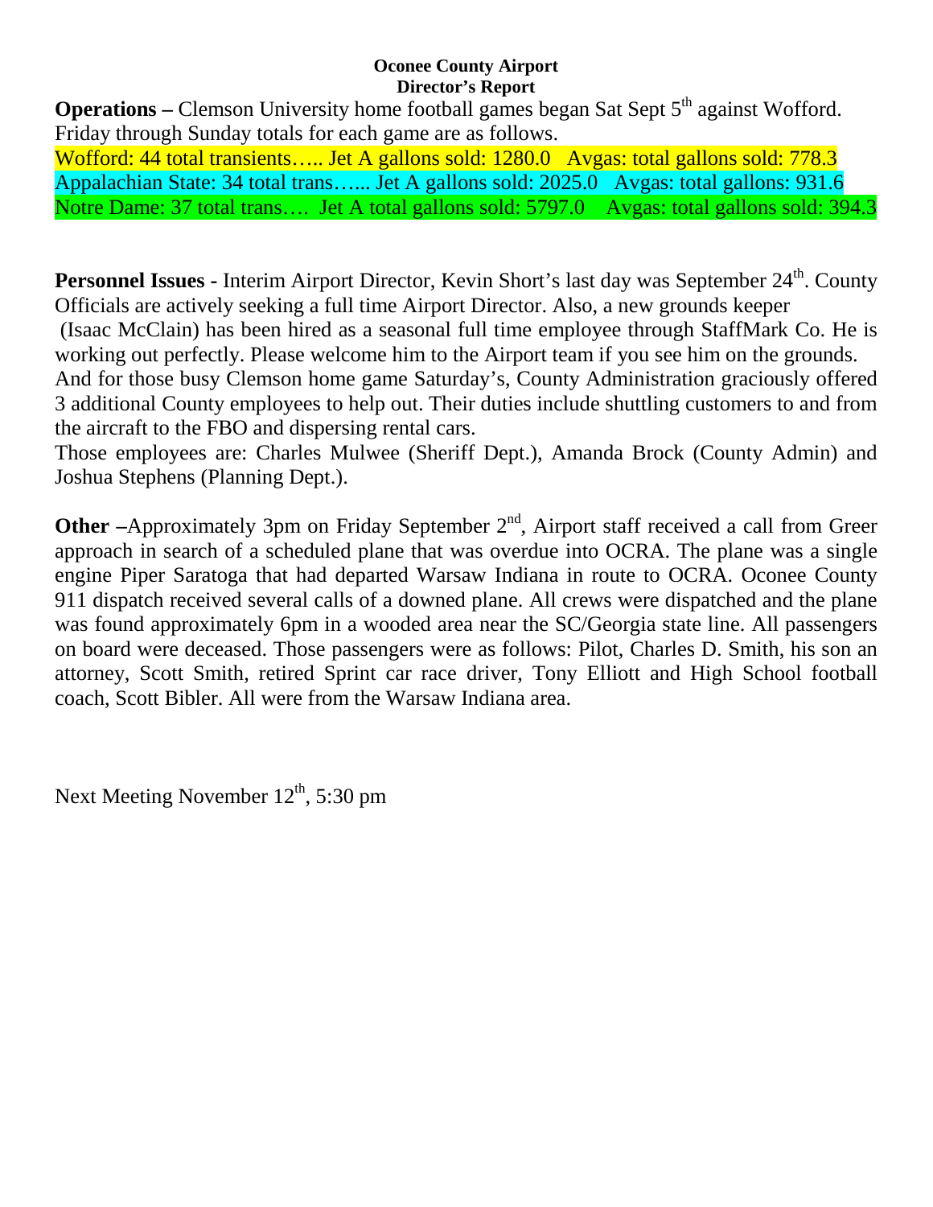**Oconee County Airport**
**Director's Report**

**Operations –** Clemson University home football games began Sat Sept 5th against Wofford. Friday through Sunday totals for each game are as follows.

Wofford: 44 total transients….. Jet A gallons sold: 1280.0 Avgas: total gallons sold: 778.3
Appalachian State: 34 total trans…... Jet A gallons sold: 2025.0 Avgas: total gallons: 931.6
Notre Dame: 37 total trans…. Jet A total gallons sold: 5797.0 Avgas: total gallons sold: 394.3

**Personnel Issues -** Interim Airport Director, Kevin Short's last day was September 24th. County Officials are actively seeking a full time Airport Director. Also, a new grounds keeper (Isaac McClain) has been hired as a seasonal full time employee through StaffMark Co. He is working out perfectly. Please welcome him to the Airport team if you see him on the grounds. And for those busy Clemson home game Saturday's, County Administration graciously offered 3 additional County employees to help out. Their duties include shuttling customers to and from the aircraft to the FBO and dispersing rental cars.
Those employees are: Charles Mulwee (Sheriff Dept.), Amanda Brock (County Admin) and Joshua Stephens (Planning Dept.).

**Other –**Approximately 3pm on Friday September 2nd, Airport staff received a call from Greer approach in search of a scheduled plane that was overdue into OCRA. The plane was a single engine Piper Saratoga that had departed Warsaw Indiana in route to OCRA. Oconee County 911 dispatch received several calls of a downed plane. All crews were dispatched and the plane was found approximately 6pm in a wooded area near the SC/Georgia state line. All passengers on board were deceased. Those passengers were as follows: Pilot, Charles D. Smith, his son an attorney, Scott Smith, retired Sprint car race driver, Tony Elliott and High School football coach, Scott Bibler. All were from the Warsaw Indiana area.

Next Meeting November 12th, 5:30 pm